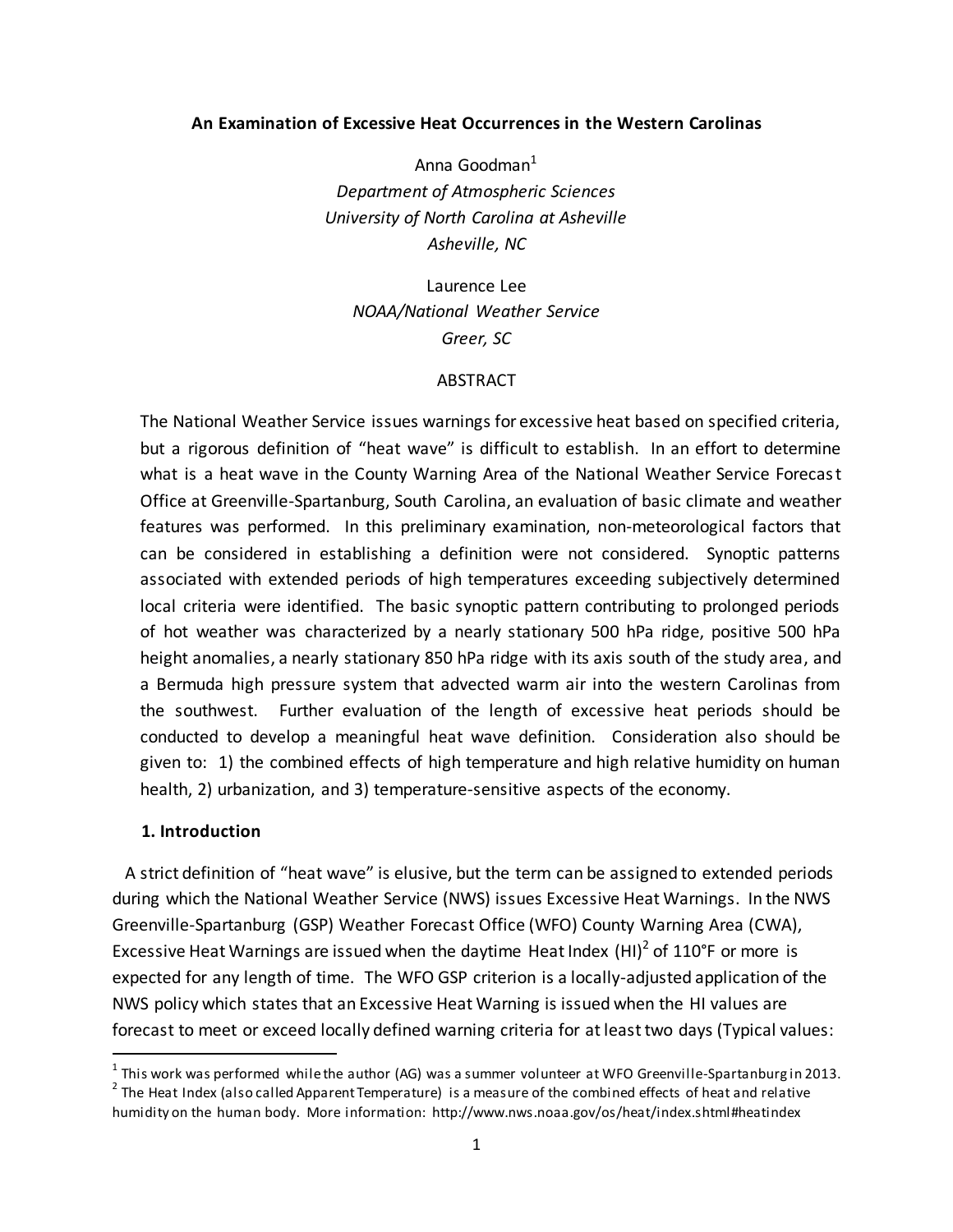# An Examination of Excessive Heat Occurrences in the Western Carolinas

Anna Goodman[1]
*Department of Atmospheric Sciences*
*University of North Carolina at Asheville*
*Asheville, NC*

Laurence Lee
*NOAA/National Weather Service*
*Greer, SC*

ABSTRACT

The National Weather Service issues warnings for excessive heat based on specified criteria, but a rigorous definition of "heat wave" is difficult to establish. In an effort to determine what is a heat wave in the County Warning Area of the National Weather Service Forecast Office at Greenville-Spartanburg, South Carolina, an evaluation of basic climate and weather features was performed. In this preliminary examination, non-meteorological factors that can be considered in establishing a definition were not considered. Synoptic patterns associated with extended periods of high temperatures exceeding subjectively determined local criteria were identified. The basic synoptic pattern contributing to prolonged periods of hot weather was characterized by a nearly stationary 500 hPa ridge, positive 500 hPa height anomalies, a nearly stationary 850 hPa ridge with its axis south of the study area, and a Bermuda high pressure system that advected warm air into the western Carolinas from the southwest. Further evaluation of the length of excessive heat periods should be conducted to develop a meaningful heat wave definition. Consideration also should be given to: 1) the combined effects of high temperature and high relative humidity on human health, 2) urbanization, and 3) temperature-sensitive aspects of the economy.

## 1. Introduction

A strict definition of "heat wave" is elusive, but the term can be assigned to extended periods during which the National Weather Service (NWS) issues Excessive Heat Warnings. In the NWS Greenville-Spartanburg (GSP) Weather Forecast Office (WFO) County Warning Area (CWA), Excessive Heat Warnings are issued when the daytime Heat Index (HI)[2] of 110°F or more is expected for any length of time. The WFO GSP criterion is a locally-adjusted application of the NWS policy which states that an Excessive Heat Warning is issued when the HI values are forecast to meet or exceed locally defined warning criteria for at least two days (Typical values:

---

[1] This work was performed while the author (AG) was a summer volunteer at WFO Greenville-Spartanburg in 2013.

[2] The Heat Index (also called Apparent Temperature) is a measure of the combined effects of heat and relative humidity on the human body. More information: http://www.nws.noaa.gov/os/heat/index.shtml#heatindex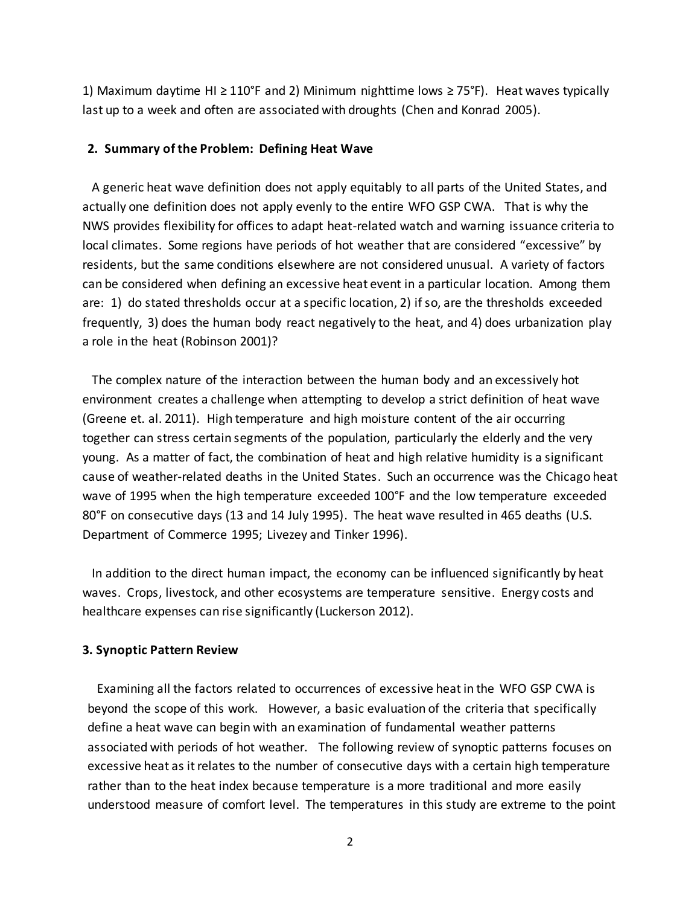1) Maximum daytime HI ≥ 110°F and 2) Minimum nighttime lows ≥ 75°F). Heat waves typically last up to a week and often are associated with droughts (Chen and Konrad 2005).

## 2. Summary of the Problem: Defining Heat Wave

A generic heat wave definition does not apply equitably to all parts of the United States, and actually one definition does not apply evenly to the entire WFO GSP CWA. That is why the NWS provides flexibility for offices to adapt heat-related watch and warning issuance criteria to local climates. Some regions have periods of hot weather that are considered "excessive" by residents, but the same conditions elsewhere are not considered unusual. A variety of factors can be considered when defining an excessive heat event in a particular location. Among them are: 1) do stated thresholds occur at a specific location, 2) if so, are the thresholds exceeded frequently, 3) does the human body react negatively to the heat, and 4) does urbanization play a role in the heat (Robinson 2001)?

The complex nature of the interaction between the human body and an excessively hot environment creates a challenge when attempting to develop a strict definition of heat wave (Greene et. al. 2011). High temperature and high moisture content of the air occurring together can stress certain segments of the population, particularly the elderly and the very young. As a matter of fact, the combination of heat and high relative humidity is a significant cause of weather-related deaths in the United States. Such an occurrence was the Chicago heat wave of 1995 when the high temperature exceeded 100°F and the low temperature exceeded 80°F on consecutive days (13 and 14 July 1995). The heat wave resulted in 465 deaths (U.S. Department of Commerce 1995; Livezey and Tinker 1996).

In addition to the direct human impact, the economy can be influenced significantly by heat waves. Crops, livestock, and other ecosystems are temperature sensitive. Energy costs and healthcare expenses can rise significantly (Luckerson 2012).

## 3. Synoptic Pattern Review

Examining all the factors related to occurrences of excessive heat in the WFO GSP CWA is beyond the scope of this work. However, a basic evaluation of the criteria that specifically define a heat wave can begin with an examination of fundamental weather patterns associated with periods of hot weather. The following review of synoptic patterns focuses on excessive heat as it relates to the number of consecutive days with a certain high temperature rather than to the heat index because temperature is a more traditional and more easily understood measure of comfort level. The temperatures in this study are extreme to the point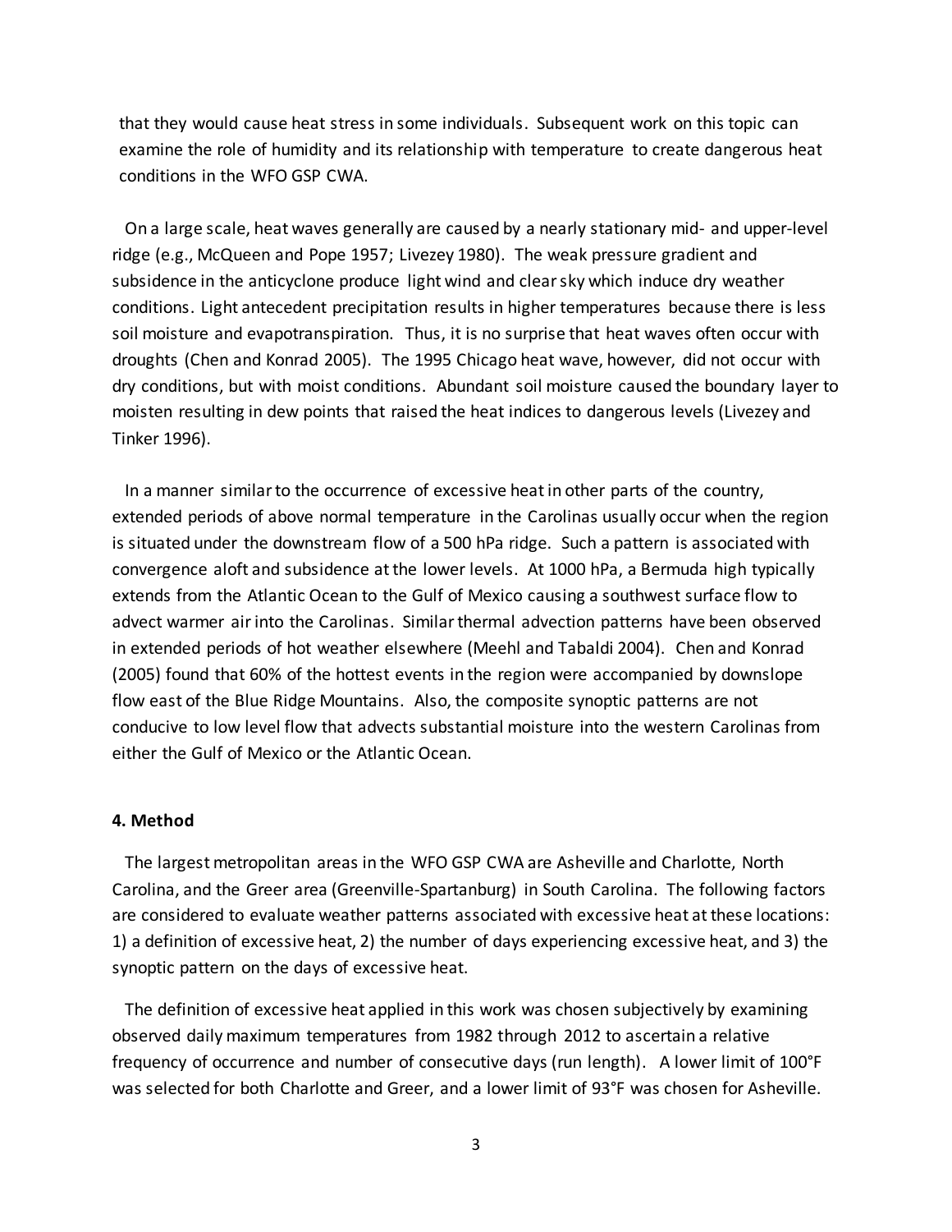that they would cause heat stress in some individuals. Subsequent work on this topic can examine the role of humidity and its relationship with temperature to create dangerous heat conditions in the WFO GSP CWA.

On a large scale, heat waves generally are caused by a nearly stationary mid- and upper-level ridge (e.g., McQueen and Pope 1957; Livezey 1980). The weak pressure gradient and subsidence in the anticyclone produce light wind and clear sky which induce dry weather conditions. Light antecedent precipitation results in higher temperatures because there is less soil moisture and evapotranspiration. Thus, it is no surprise that heat waves often occur with droughts (Chen and Konrad 2005). The 1995 Chicago heat wave, however, did not occur with dry conditions, but with moist conditions. Abundant soil moisture caused the boundary layer to moisten resulting in dew points that raised the heat indices to dangerous levels (Livezey and Tinker 1996).

In a manner similar to the occurrence of excessive heat in other parts of the country, extended periods of above normal temperature in the Carolinas usually occur when the region is situated under the downstream flow of a 500 hPa ridge. Such a pattern is associated with convergence aloft and subsidence at the lower levels. At 1000 hPa, a Bermuda high typically extends from the Atlantic Ocean to the Gulf of Mexico causing a southwest surface flow to advect warmer air into the Carolinas. Similar thermal advection patterns have been observed in extended periods of hot weather elsewhere (Meehl and Tabaldi 2004). Chen and Konrad (2005) found that 60% of the hottest events in the region were accompanied by downslope flow east of the Blue Ridge Mountains. Also, the composite synoptic patterns are not conducive to low level flow that advects substantial moisture into the western Carolinas from either the Gulf of Mexico or the Atlantic Ocean.

**4. Method**

The largest metropolitan areas in the WFO GSP CWA are Asheville and Charlotte, North Carolina, and the Greer area (Greenville-Spartanburg) in South Carolina. The following factors are considered to evaluate weather patterns associated with excessive heat at these locations: 1) a definition of excessive heat, 2) the number of days experiencing excessive heat, and 3) the synoptic pattern on the days of excessive heat.

The definition of excessive heat applied in this work was chosen subjectively by examining observed daily maximum temperatures from 1982 through 2012 to ascertain a relative frequency of occurrence and number of consecutive days (run length). A lower limit of 100°F was selected for both Charlotte and Greer, and a lower limit of 93°F was chosen for Asheville.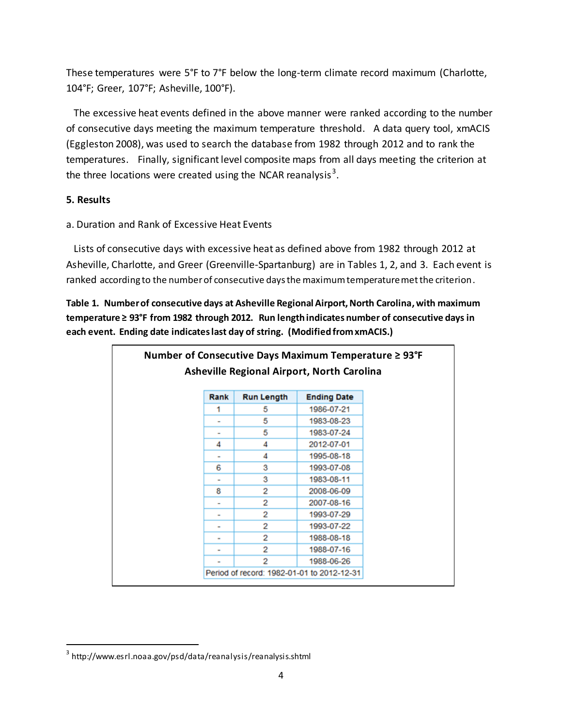These temperatures were 5°F to 7°F below the long-term climate record maximum (Charlotte, 104°F; Greer, 107°F; Asheville, 100°F).

The excessive heat events defined in the above manner were ranked according to the number of consecutive days meeting the maximum temperature threshold. A data query tool, xmACIS (Eggleston 2008), was used to search the database from 1982 through 2012 and to rank the temperatures. Finally, significant level composite maps from all days meeting the criterion at the three locations were created using the NCAR reanalysis[3].

## 5. Results

a. Duration and Rank of Excessive Heat Events

Lists of consecutive days with excessive heat as defined above from 1982 through 2012 at Asheville, Charlotte, and Greer (Greenville-Spartanburg) are in Tables 1, 2, and 3. Each event is ranked according to the number of consecutive days the maximum temperature met the criterion.

**Table 1. Number of consecutive days at Asheville Regional Airport, North Carolina, with maximum temperature ≥ 93°F from 1982 through 2012. Run length indicates number of consecutive days in each event. Ending date indicates last day of string. (Modified from xmACIS.)**

**Number of Consecutive Days Maximum Temperature ≥ 93°F**
**Asheville Regional Airport, North Carolina**

| Rank | Run Length | Ending Date |
|---|---|---|
| 1 | 5 | 1986-07-21 |
| - | 5 | 1983-08-23 |
| - | 5 | 1983-07-24 |
| 4 | 4 | 2012-07-01 |
| - | 4 | 1995-08-18 |
| 6 | 3 | 1993-07-08 |
| - | 3 | 1983-08-11 |
| 8 | 2 | 2008-06-09 |
| - | 2 | 2007-08-16 |
| - | 2 | 1993-07-29 |
| - | 2 | 1993-07-22 |
| - | 2 | 1988-08-18 |
| - | 2 | 1988-07-16 |
| - | 2 | 1988-06-26 |
| Period of record: 1982-01-01 to 2012-12-31 | | |

[3] http://www.esrl.noaa.gov/psd/data/reanalysis/reanalysis.shtml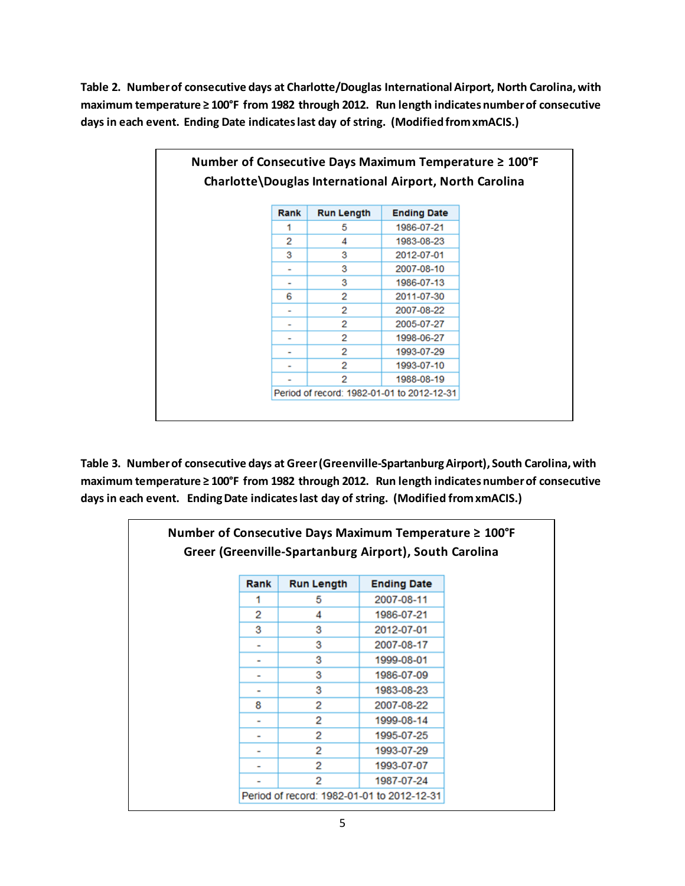**Table 2. Number of consecutive days at Charlotte/Douglas International Airport, North Carolina, with maximum temperature ≥ 100°F from 1982 through 2012. Run length indicates number of consecutive days in each event. Ending Date indicates last day of string. (Modified from xmACIS.)**

**Number of Consecutive Days Maximum Temperature ≥ 100°F**
**Charlotte\Douglas International Airport, North Carolina**

| Rank | Run Length | Ending Date |
|---|---|---|
| 1 | 5 | 1986-07-21 |
| 2 | 4 | 1983-08-23 |
| 3 | 3 | 2012-07-01 |
| - | 3 | 2007-08-10 |
| - | 3 | 1986-07-13 |
| 6 | 2 | 2011-07-30 |
| - | 2 | 2007-08-22 |
| - | 2 | 2005-07-27 |
| - | 2 | 1998-06-27 |
| - | 2 | 1993-07-29 |
| - | 2 | 1993-07-10 |
| - | 2 | 1988-08-19 |
| Period of record: 1982-01-01 to 2012-12-31 | | |

**Table 3. Number of consecutive days at Greer (Greenville-Spartanburg Airport), South Carolina, with maximum temperature ≥ 100°F from 1982 through 2012. Run length indicates number of consecutive days in each event. Ending Date indicates last day of string. (Modified from xmACIS.)**

**Number of Consecutive Days Maximum Temperature ≥ 100°F**
**Greer (Greenville-Spartanburg Airport), South Carolina**

| Rank | Run Length | Ending Date |
|---|---|---|
| 1 | 5 | 2007-08-11 |
| 2 | 4 | 1986-07-21 |
| 3 | 3 | 2012-07-01 |
| - | 3 | 2007-08-17 |
| - | 3 | 1999-08-01 |
| - | 3 | 1986-07-09 |
| - | 3 | 1983-08-23 |
| 8 | 2 | 2007-08-22 |
| - | 2 | 1999-08-14 |
| - | 2 | 1995-07-25 |
| - | 2 | 1993-07-29 |
| - | 2 | 1993-07-07 |
| - | 2 | 1987-07-24 |
| Period of record: 1982-01-01 to 2012-12-31 | | |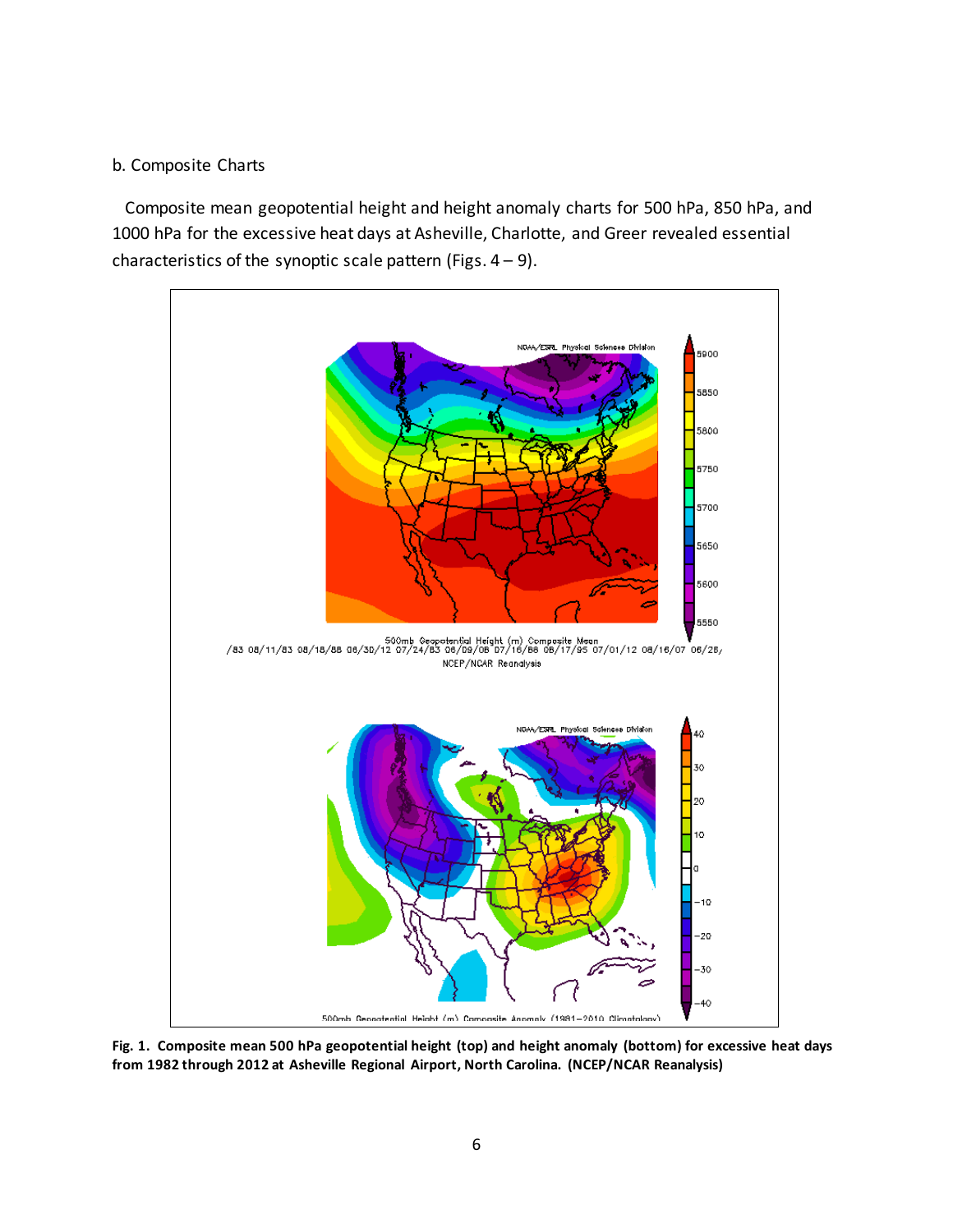b. Composite Charts

Composite mean geopotential height and height anomaly charts for 500 hPa, 850 hPa, and 1000 hPa for the excessive heat days at Asheville, Charlotte, and Greer revealed essential characteristics of the synoptic scale pattern (Figs. 4 – 9).

**Fig. 1. Composite mean 500 hPa geopotential height (top) and height anomaly (bottom) for excessive heat days from 1982 through 2012 at Asheville Regional Airport, North Carolina. (NCEP/NCAR Reanalysis)**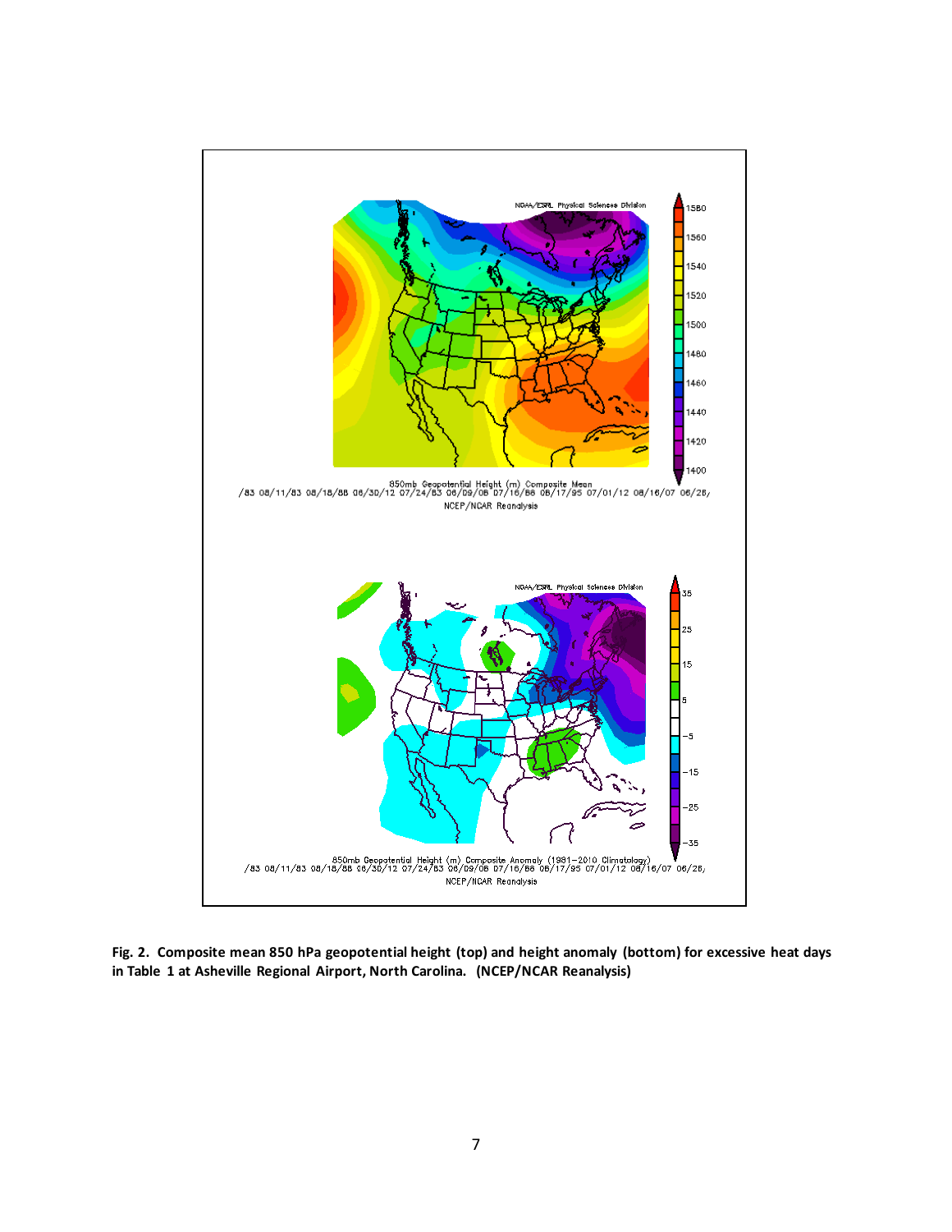**Fig. 2. Composite mean 850 hPa geopotential height (top) and height anomaly (bottom) for excessive heat days in Table 1 at Asheville Regional Airport, North Carolina. (NCEP/NCAR Reanalysis)**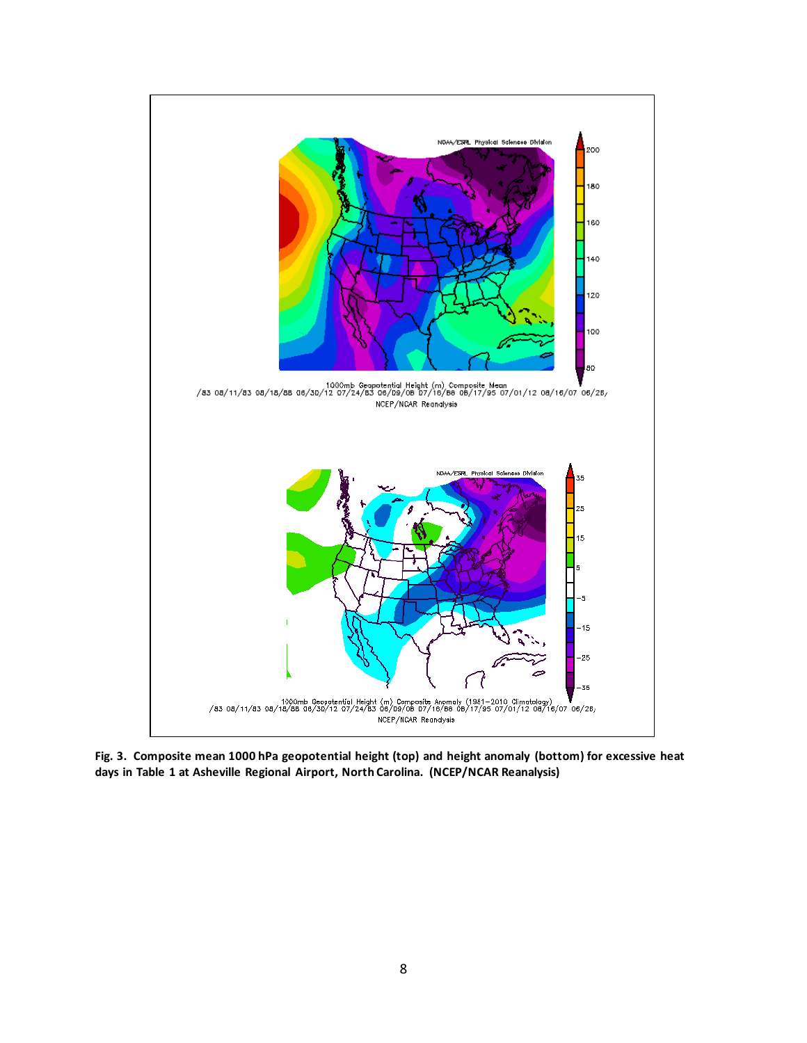**Fig. 3. Composite mean 1000 hPa geopotential height (top) and height anomaly (bottom) for excessive heat days in Table 1 at Asheville Regional Airport, North Carolina. (NCEP/NCAR Reanalysis)**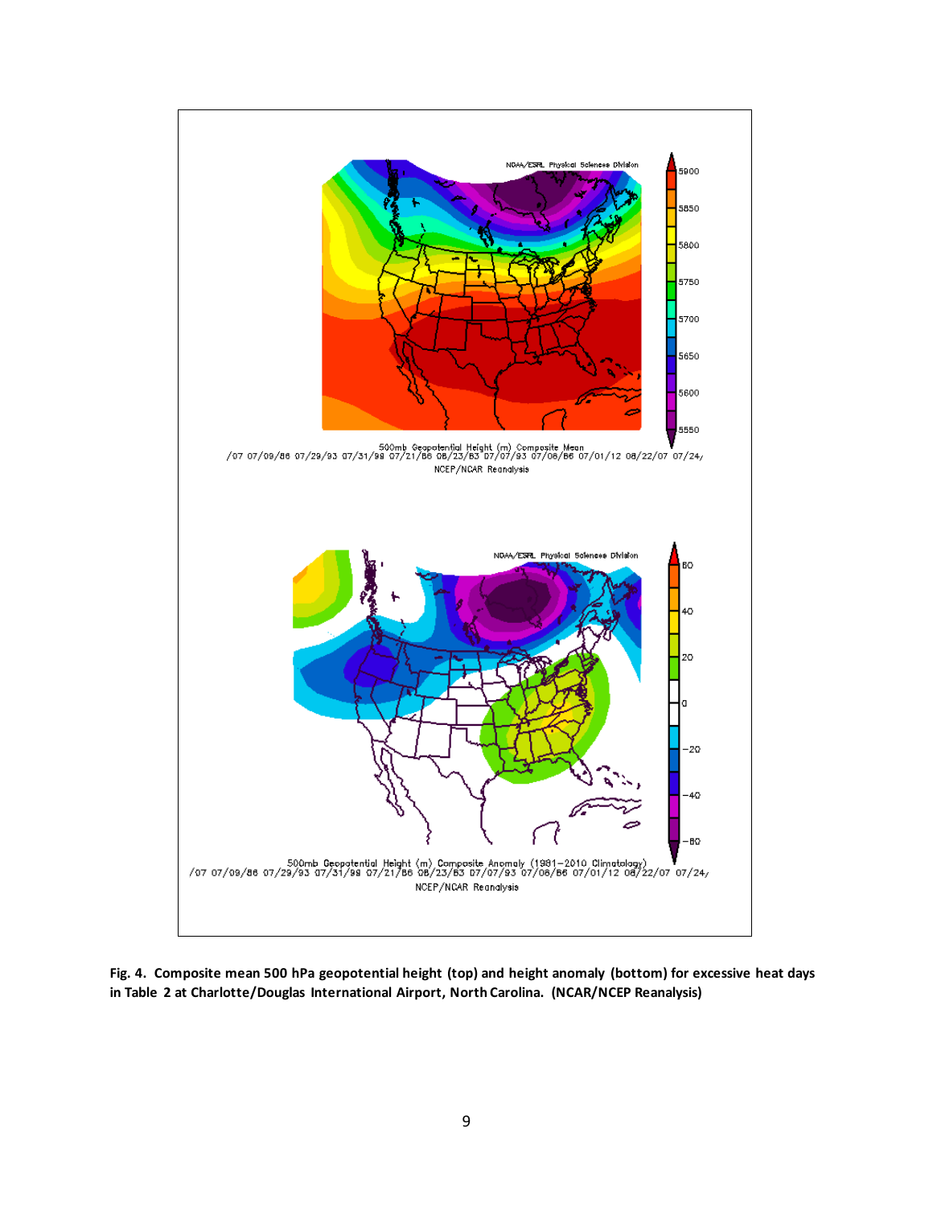**Fig. 4. Composite mean 500 hPa geopotential height (top) and height anomaly (bottom) for excessive heat days in Table 2 at Charlotte/Douglas International Airport, North Carolina. (NCAR/NCEP Reanalysis)**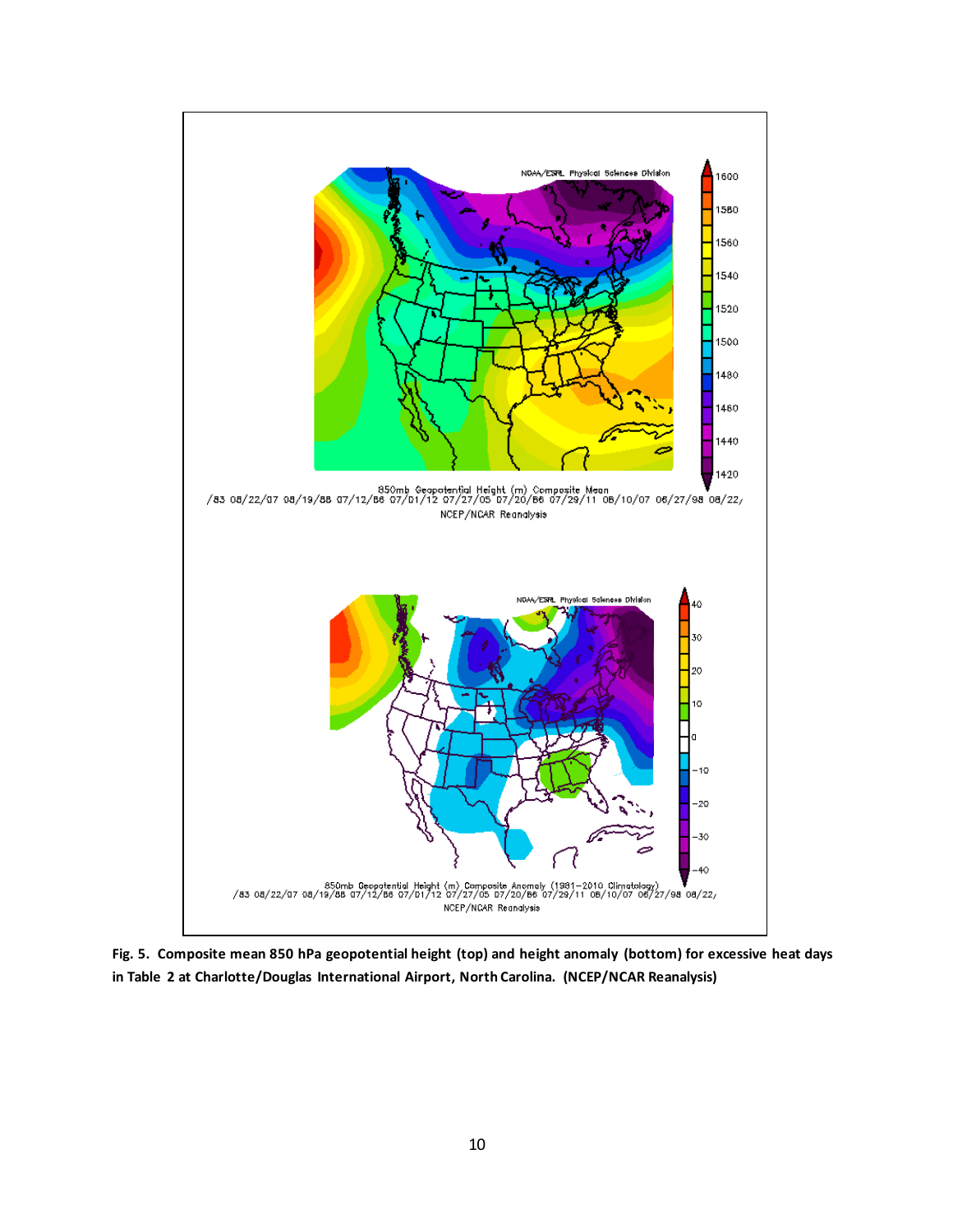**Fig. 5. Composite mean 850 hPa geopotential height (top) and height anomaly (bottom) for excessive heat days in Table 2 at Charlotte/Douglas International Airport, North Carolina. (NCEP/NCAR Reanalysis)**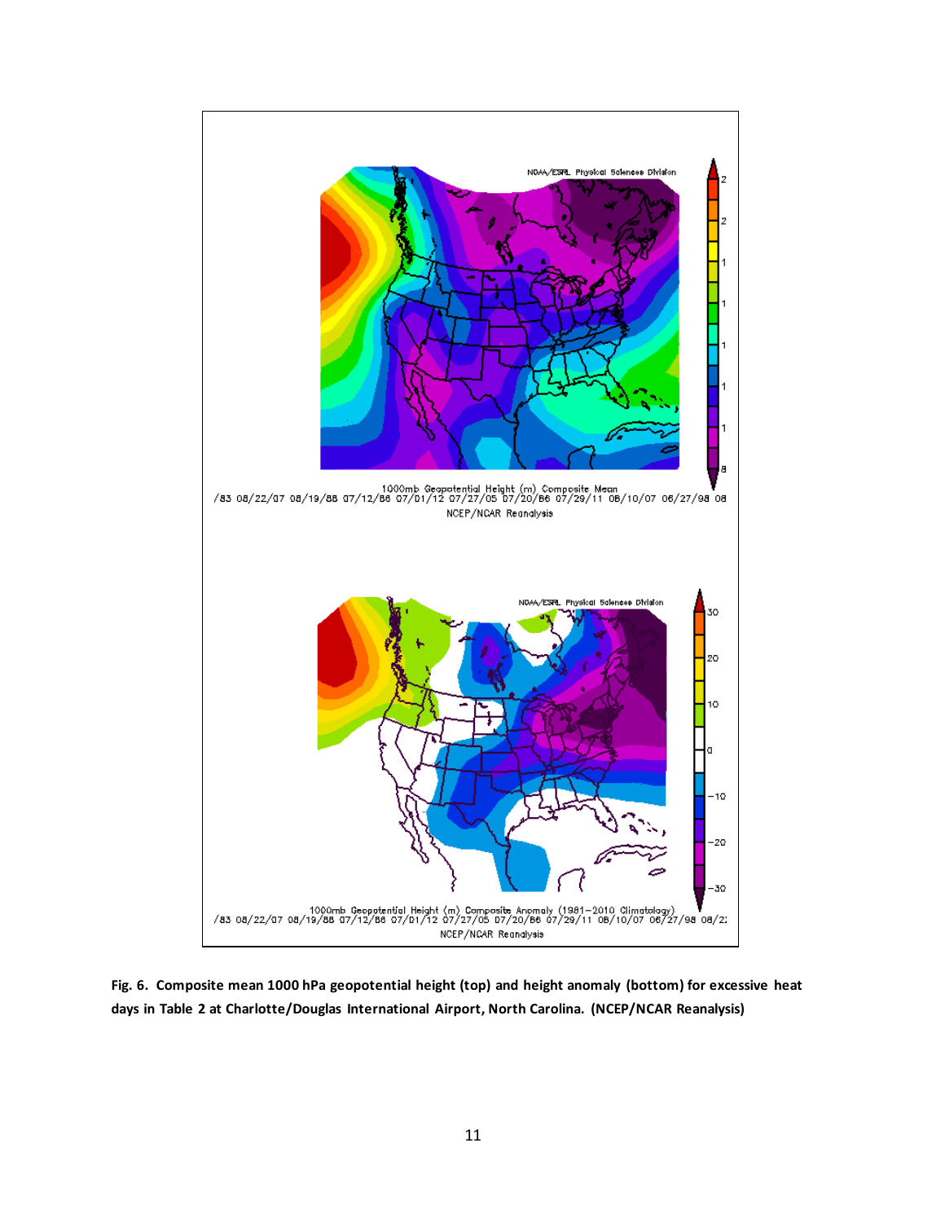**Fig. 6. Composite mean 1000 hPa geopotential height (top) and height anomaly (bottom) for excessive heat days in Table 2 at Charlotte/Douglas International Airport, North Carolina. (NCEP/NCAR Reanalysis)**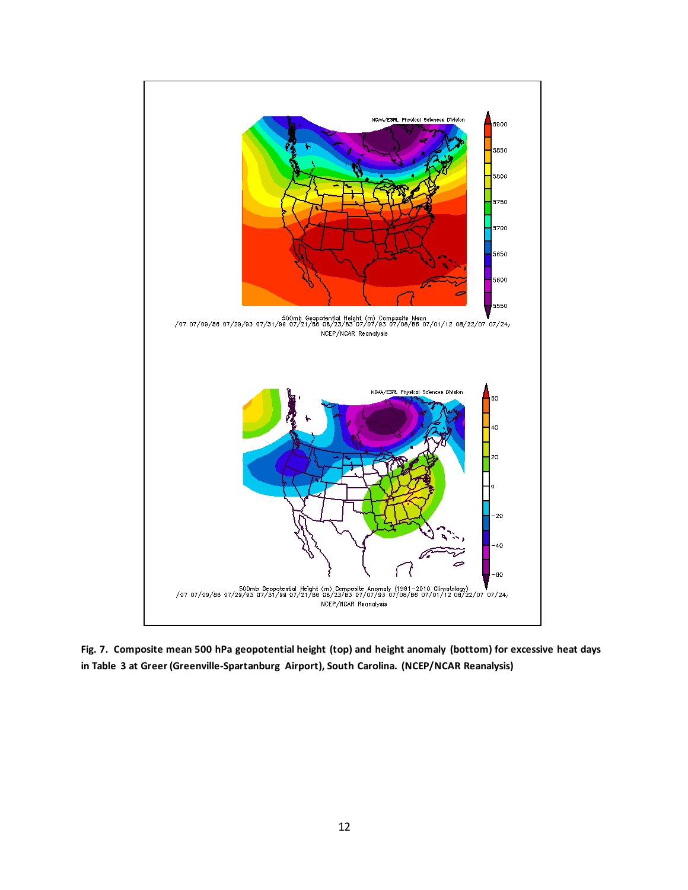**Fig. 7. Composite mean 500 hPa geopotential height (top) and height anomaly (bottom) for excessive heat days in Table 3 at Greer (Greenville-Spartanburg Airport), South Carolina. (NCEP/NCAR Reanalysis)**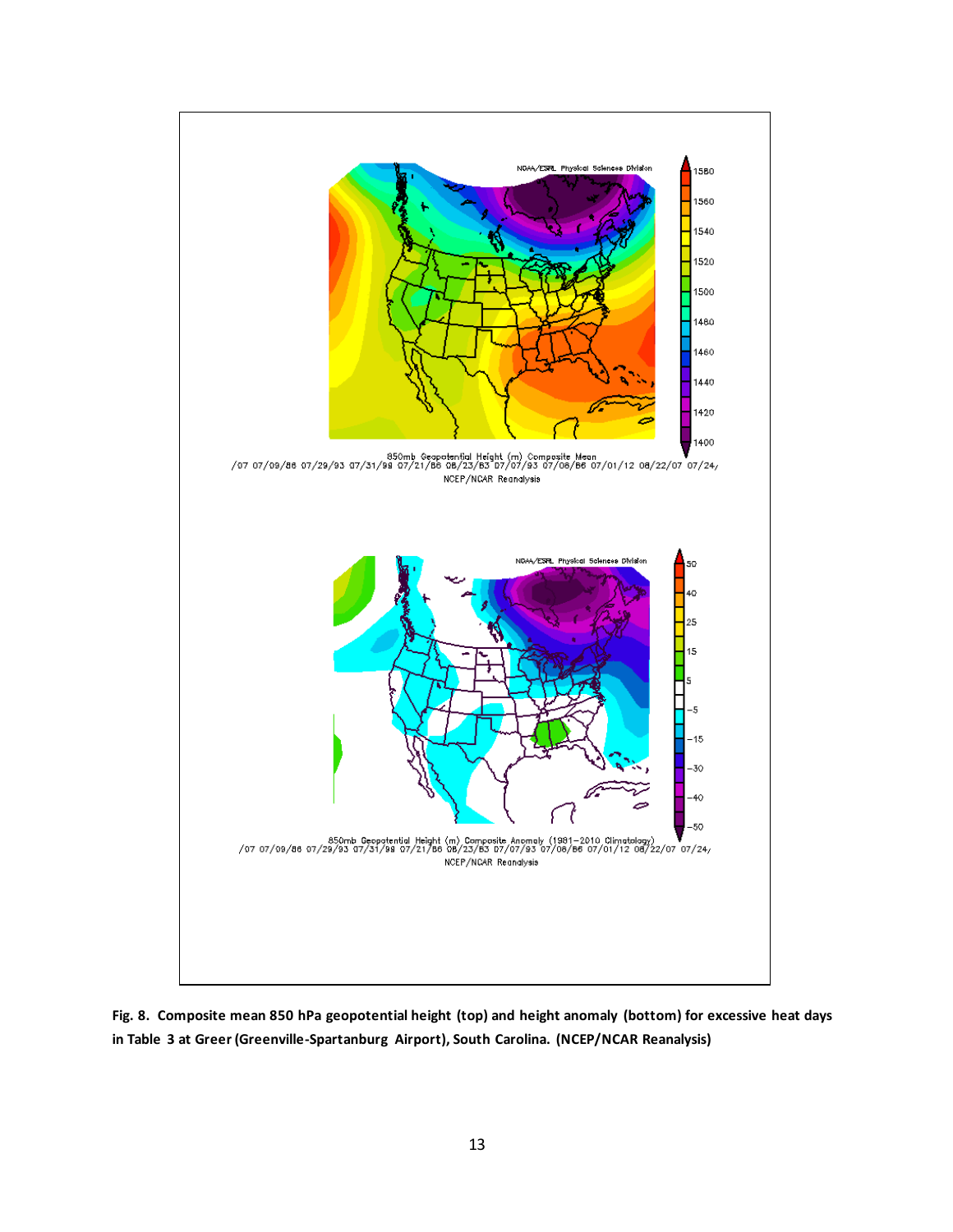**Fig. 8. Composite mean 850 hPa geopotential height (top) and height anomaly (bottom) for excessive heat days in Table 3 at Greer (Greenville-Spartanburg Airport), South Carolina. (NCEP/NCAR Reanalysis)**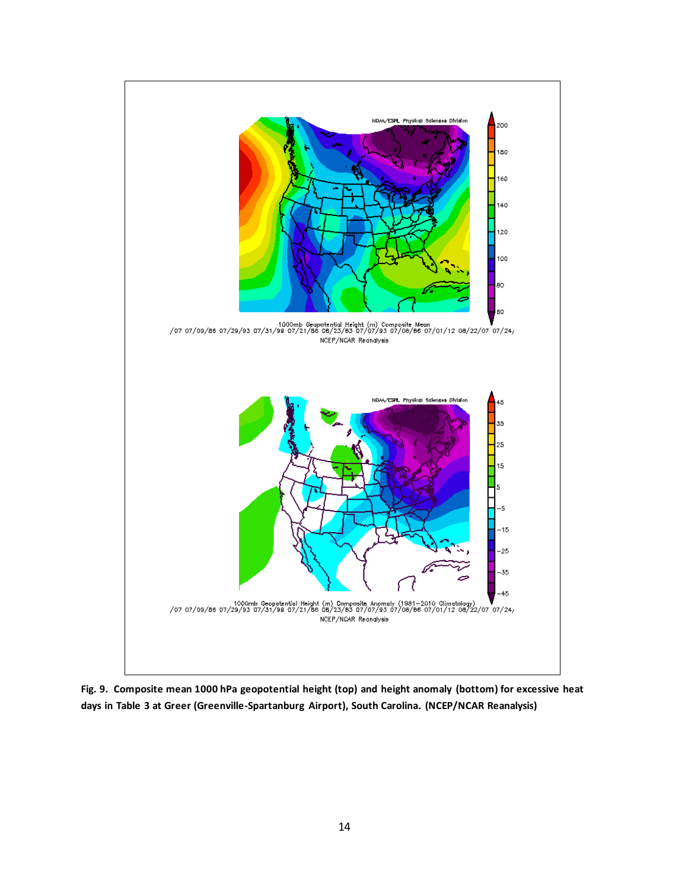**Fig. 9. Composite mean 1000 hPa geopotential height (top) and height anomaly (bottom) for excessive heat days in Table 3 at Greer (Greenville-Spartanburg Airport), South Carolina. (NCEP/NCAR Reanalysis)**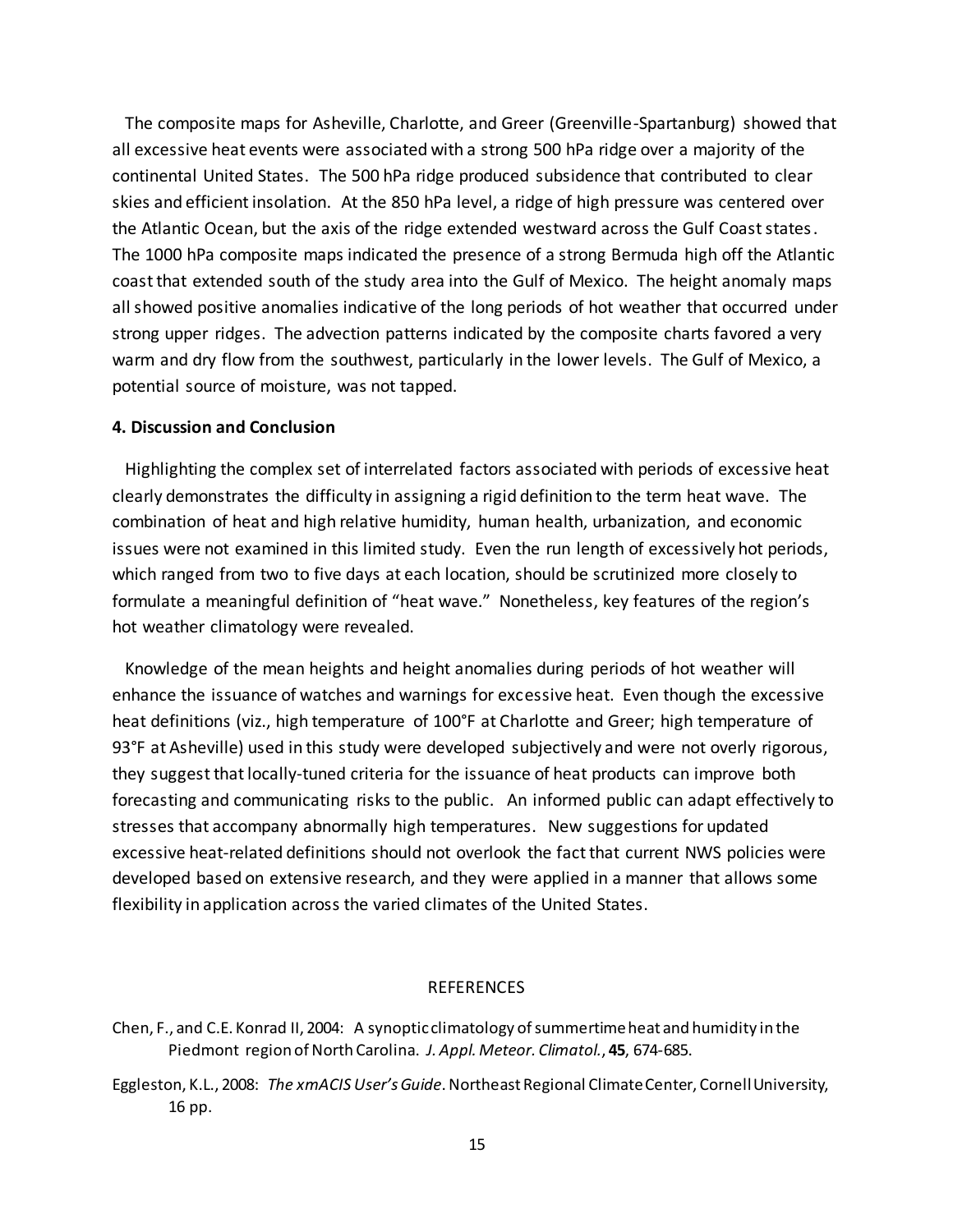The composite maps for Asheville, Charlotte, and Greer (Greenville-Spartanburg) showed that all excessive heat events were associated with a strong 500 hPa ridge over a majority of the continental United States. The 500 hPa ridge produced subsidence that contributed to clear skies and efficient insolation. At the 850 hPa level, a ridge of high pressure was centered over the Atlantic Ocean, but the axis of the ridge extended westward across the Gulf Coast states. The 1000 hPa composite maps indicated the presence of a strong Bermuda high off the Atlantic coast that extended south of the study area into the Gulf of Mexico. The height anomaly maps all showed positive anomalies indicative of the long periods of hot weather that occurred under strong upper ridges. The advection patterns indicated by the composite charts favored a very warm and dry flow from the southwest, particularly in the lower levels. The Gulf of Mexico, a potential source of moisture, was not tapped.

## 4. Discussion and Conclusion

Highlighting the complex set of interrelated factors associated with periods of excessive heat clearly demonstrates the difficulty in assigning a rigid definition to the term heat wave. The combination of heat and high relative humidity, human health, urbanization, and economic issues were not examined in this limited study. Even the run length of excessively hot periods, which ranged from two to five days at each location, should be scrutinized more closely to formulate a meaningful definition of "heat wave." Nonetheless, key features of the region's hot weather climatology were revealed.

Knowledge of the mean heights and height anomalies during periods of hot weather will enhance the issuance of watches and warnings for excessive heat. Even though the excessive heat definitions (viz., high temperature of 100°F at Charlotte and Greer; high temperature of 93°F at Asheville) used in this study were developed subjectively and were not overly rigorous, they suggest that locally-tuned criteria for the issuance of heat products can improve both forecasting and communicating risks to the public. An informed public can adapt effectively to stresses that accompany abnormally high temperatures. New suggestions for updated excessive heat-related definitions should not overlook the fact that current NWS policies were developed based on extensive research, and they were applied in a manner that allows some flexibility in application across the varied climates of the United States.

## REFERENCES

Chen, F., and C.E. Konrad II, 2004: A synoptic climatology of summertime heat and humidity in the Piedmont region of North Carolina. *J. Appl. Meteor. Climatol.*, **45**, 674-685.

Eggleston, K.L., 2008: *The xmACIS User's Guide*. Northeast Regional Climate Center, Cornell University, 16 pp.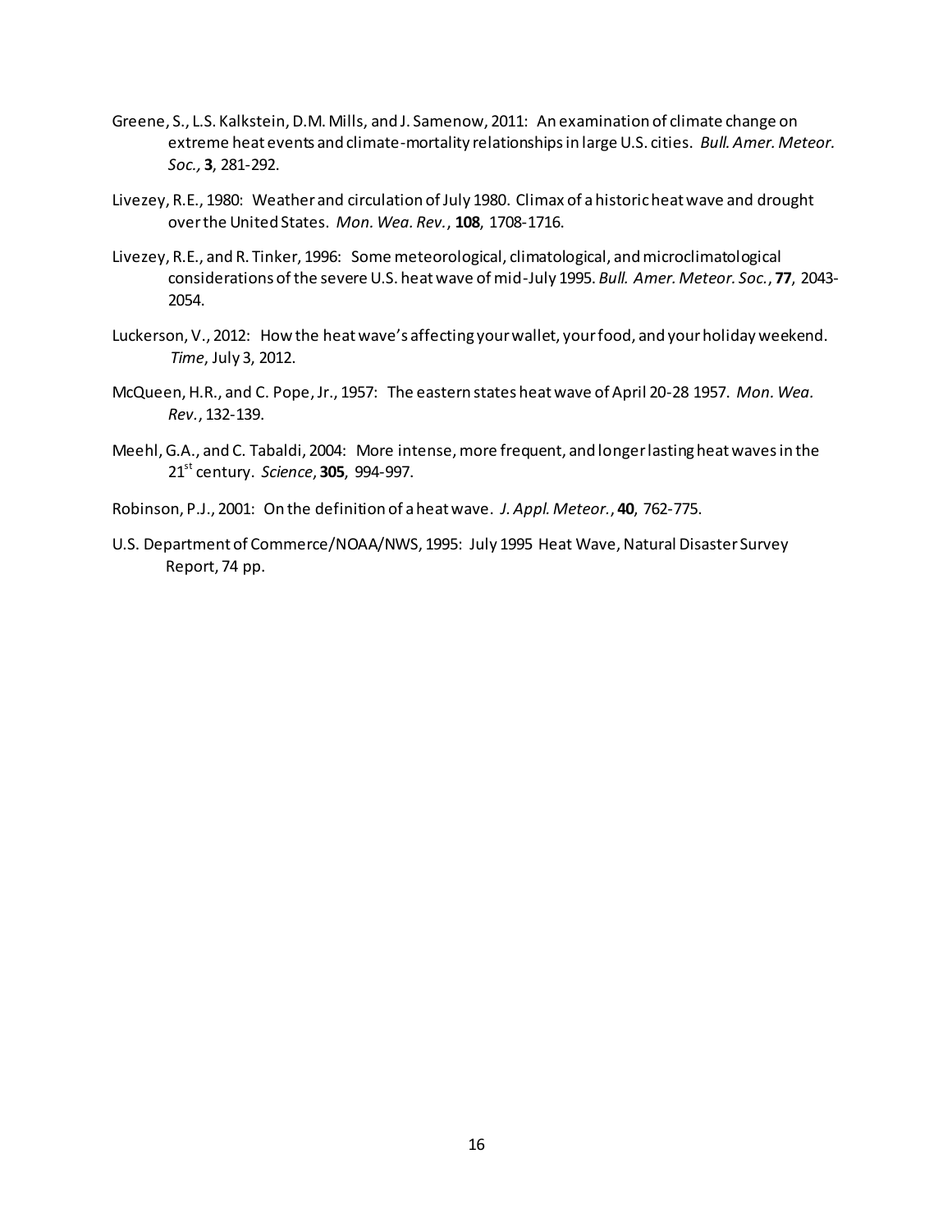Greene, S., L.S. Kalkstein, D.M. Mills, and J. Samenow, 2011: An examination of climate change on extreme heat events and climate-mortality relationships in large U.S. cities. *Bull. Amer. Meteor. Soc.,* **3**, 281-292.

Livezey, R.E., 1980: Weather and circulation of July 1980. Climax of a historic heat wave and drought over the United States. *Mon. Wea. Rev.*, **108**, 1708-1716.

Livezey, R.E., and R. Tinker, 1996: Some meteorological, climatological, and microclimatological considerations of the severe U.S. heat wave of mid-July 1995. *Bull. Amer. Meteor. Soc.*, **77**, 2043-2054.

Luckerson, V., 2012: How the heat wave's affecting your wallet, your food, and your holiday weekend. *Time*, July 3, 2012.

McQueen, H.R., and C. Pope, Jr., 1957: The eastern states heat wave of April 20-28 1957. *Mon. Wea. Rev.*, 132-139.

Meehl, G.A., and C. Tabaldi, 2004: More intense, more frequent, and longer lasting heat waves in the 21st century. *Science*, **305**, 994-997.

Robinson, P.J., 2001: On the definition of a heat wave. *J. Appl. Meteor.*, **40**, 762-775.

U.S. Department of Commerce/NOAA/NWS, 1995: July 1995 Heat Wave, Natural Disaster Survey Report, 74 pp.